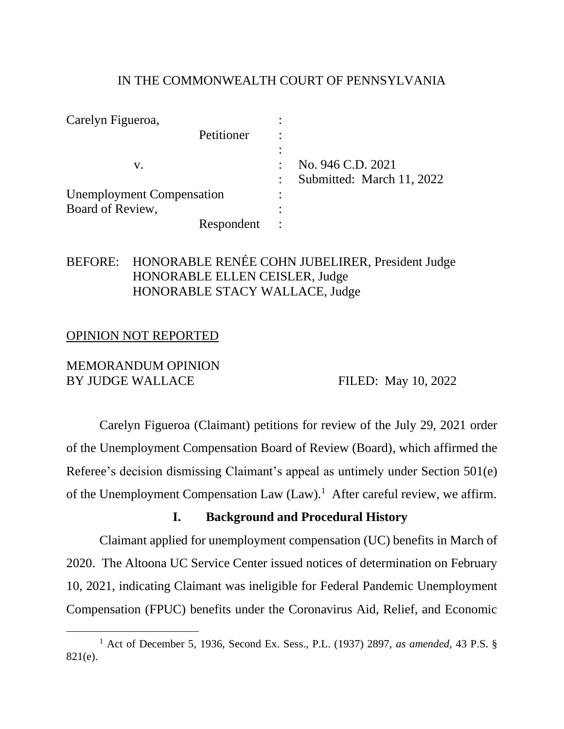IN THE COMMONWEALTH COURT OF PENNSYLVANIA

| | | |
|---|---|---|
| Carelyn Figueroa, | : | |
| Petitioner | : | |
| | : | |
| v. | : | No. 946 C.D. 2021 |
| | : | Submitted: March 11, 2022 |
| Unemployment Compensation | : | |
| Board of Review, | : | |
| Respondent | : | |

BEFORE: HONORABLE RENÉE COHN JUBELIRER, President Judge
HONORABLE ELLEN CEISLER, Judge
HONORABLE STACY WALLACE, Judge

OPINION NOT REPORTED

MEMORANDUM OPINION
BY JUDGE WALLACE FILED: May 10, 2022

Carelyn Figueroa (Claimant) petitions for review of the July 29, 2021 order of the Unemployment Compensation Board of Review (Board), which affirmed the Referee's decision dismissing Claimant's appeal as untimely under Section 501(e) of the Unemployment Compensation Law (Law).[1] After careful review, we affirm.

## I. Background and Procedural History

Claimant applied for unemployment compensation (UC) benefits in March of 2020. The Altoona UC Service Center issued notices of determination on February 10, 2021, indicating Claimant was ineligible for Federal Pandemic Unemployment Compensation (FPUC) benefits under the Coronavirus Aid, Relief, and Economic

[1] Act of December 5, 1936, Second Ex. Sess., P.L. (1937) 2897, *as amended*, 43 P.S. § 821(e).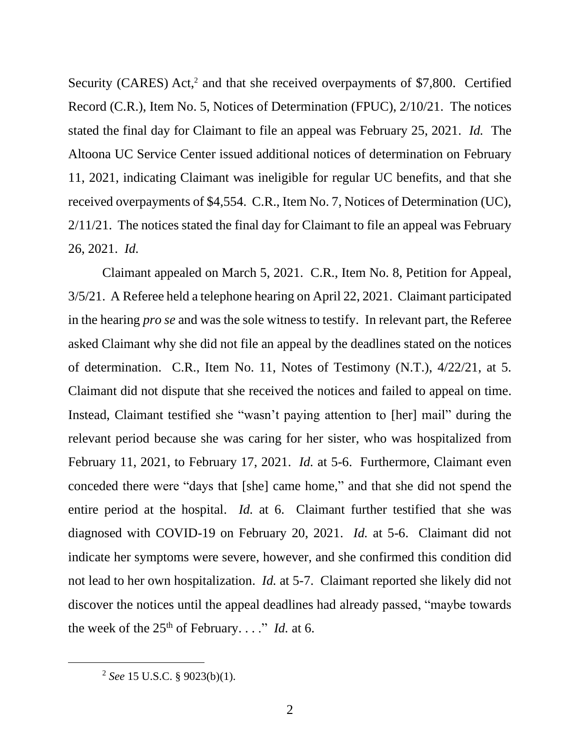Security (CARES) Act,[2] and that she received overpayments of $7,800. Certified Record (C.R.), Item No. 5, Notices of Determination (FPUC), 2/10/21. The notices stated the final day for Claimant to file an appeal was February 25, 2021. *Id.* The Altoona UC Service Center issued additional notices of determination on February 11, 2021, indicating Claimant was ineligible for regular UC benefits, and that she received overpayments of $4,554. C.R., Item No. 7, Notices of Determination (UC), 2/11/21. The notices stated the final day for Claimant to file an appeal was February 26, 2021. *Id.*

Claimant appealed on March 5, 2021. C.R., Item No. 8, Petition for Appeal, 3/5/21. A Referee held a telephone hearing on April 22, 2021. Claimant participated in the hearing *pro se* and was the sole witness to testify. In relevant part, the Referee asked Claimant why she did not file an appeal by the deadlines stated on the notices of determination. C.R., Item No. 11, Notes of Testimony (N.T.), 4/22/21, at 5. Claimant did not dispute that she received the notices and failed to appeal on time. Instead, Claimant testified she "wasn't paying attention to [her] mail" during the relevant period because she was caring for her sister, who was hospitalized from February 11, 2021, to February 17, 2021. *Id.* at 5-6. Furthermore, Claimant even conceded there were "days that [she] came home," and that she did not spend the entire period at the hospital. *Id.* at 6. Claimant further testified that she was diagnosed with COVID-19 on February 20, 2021. *Id.* at 5-6. Claimant did not indicate her symptoms were severe, however, and she confirmed this condition did not lead to her own hospitalization. *Id.* at 5-7. Claimant reported she likely did not discover the notices until the appeal deadlines had already passed, "maybe towards the week of the 25th of February. . . ." *Id.* at 6.

---

[2] *See* 15 U.S.C. § 9023(b)(1).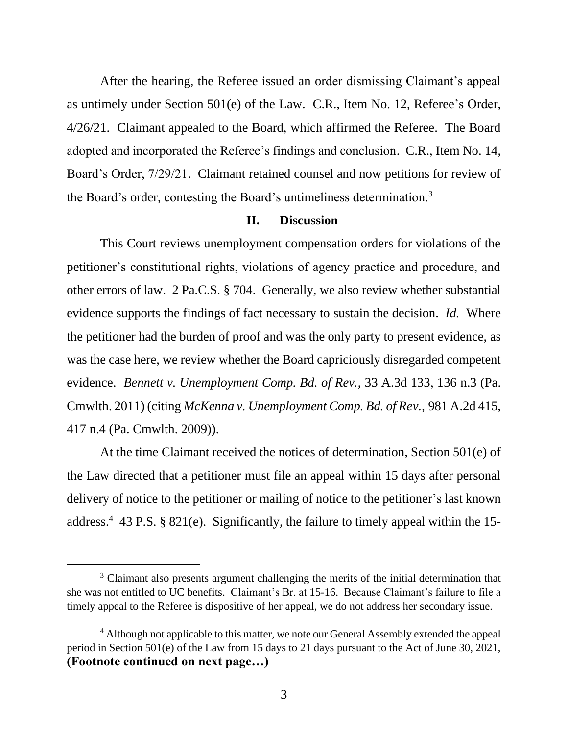After the hearing, the Referee issued an order dismissing Claimant's appeal as untimely under Section 501(e) of the Law. C.R., Item No. 12, Referee's Order, 4/26/21. Claimant appealed to the Board, which affirmed the Referee. The Board adopted and incorporated the Referee's findings and conclusion. C.R., Item No. 14, Board's Order, 7/29/21. Claimant retained counsel and now petitions for review of the Board's order, contesting the Board's untimeliness determination.[3]

## II. Discussion

This Court reviews unemployment compensation orders for violations of the petitioner's constitutional rights, violations of agency practice and procedure, and other errors of law. 2 Pa.C.S. § 704. Generally, we also review whether substantial evidence supports the findings of fact necessary to sustain the decision. *Id.* Where the petitioner had the burden of proof and was the only party to present evidence, as was the case here, we review whether the Board capriciously disregarded competent evidence. *Bennett v. Unemployment Comp. Bd. of Rev.*, 33 A.3d 133, 136 n.3 (Pa. Cmwlth. 2011) (citing *McKenna v. Unemployment Comp. Bd. of Rev.*, 981 A.2d 415, 417 n.4 (Pa. Cmwlth. 2009)).

At the time Claimant received the notices of determination, Section 501(e) of the Law directed that a petitioner must file an appeal within 15 days after personal delivery of notice to the petitioner or mailing of notice to the petitioner's last known address.[4] 43 P.S. § 821(e). Significantly, the failure to timely appeal within the 15-

---

[3] Claimant also presents argument challenging the merits of the initial determination that she was not entitled to UC benefits. Claimant's Br. at 15-16. Because Claimant's failure to file a timely appeal to the Referee is dispositive of her appeal, we do not address her secondary issue.

[4] Although not applicable to this matter, we note our General Assembly extended the appeal period in Section 501(e) of the Law from 15 days to 21 days pursuant to the Act of June 30, 2021, **(Footnote continued on next page…)**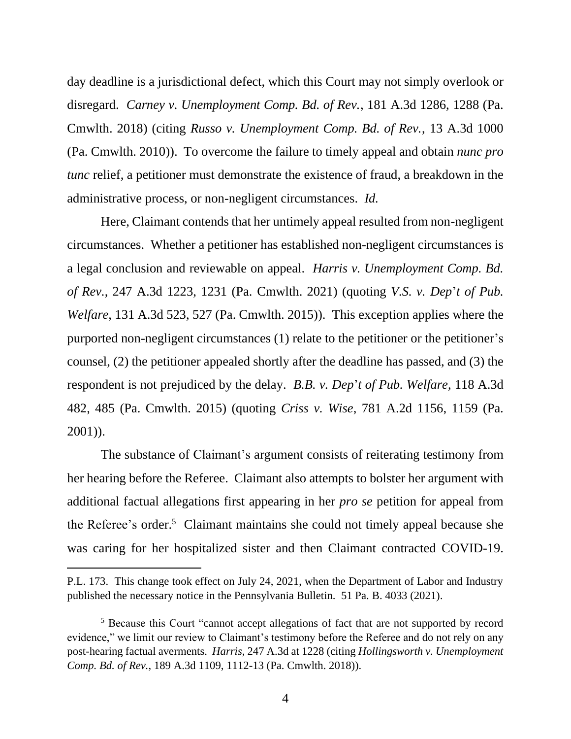day deadline is a jurisdictional defect, which this Court may not simply overlook or disregard. *Carney v. Unemployment Comp. Bd. of Rev.*, 181 A.3d 1286, 1288 (Pa. Cmwlth. 2018) (citing *Russo v. Unemployment Comp. Bd. of Rev.*, 13 A.3d 1000 (Pa. Cmwlth. 2010)). To overcome the failure to timely appeal and obtain *nunc pro tunc* relief, a petitioner must demonstrate the existence of fraud, a breakdown in the administrative process, or non-negligent circumstances. *Id.*

Here, Claimant contends that her untimely appeal resulted from non-negligent circumstances. Whether a petitioner has established non-negligent circumstances is a legal conclusion and reviewable on appeal. *Harris v. Unemployment Comp. Bd. of Rev.*, 247 A.3d 1223, 1231 (Pa. Cmwlth. 2021) (quoting *V.S. v. Dep't of Pub. Welfare*, 131 A.3d 523, 527 (Pa. Cmwlth. 2015)). This exception applies where the purported non-negligent circumstances (1) relate to the petitioner or the petitioner's counsel, (2) the petitioner appealed shortly after the deadline has passed, and (3) the respondent is not prejudiced by the delay. *B.B. v. Dep't of Pub. Welfare*, 118 A.3d 482, 485 (Pa. Cmwlth. 2015) (quoting *Criss v. Wise*, 781 A.2d 1156, 1159 (Pa. 2001)).

The substance of Claimant's argument consists of reiterating testimony from her hearing before the Referee. Claimant also attempts to bolster her argument with additional factual allegations first appearing in her *pro se* petition for appeal from the Referee's order.[5] Claimant maintains she could not timely appeal because she was caring for her hospitalized sister and then Claimant contracted COVID-19.

---

P.L. 173. This change took effect on July 24, 2021, when the Department of Labor and Industry published the necessary notice in the Pennsylvania Bulletin. 51 Pa. B. 4033 (2021).

[5] Because this Court "cannot accept allegations of fact that are not supported by record evidence," we limit our review to Claimant's testimony before the Referee and do not rely on any post-hearing factual averments. *Harris*, 247 A.3d at 1228 (citing *Hollingsworth v. Unemployment Comp. Bd. of Rev.*, 189 A.3d 1109, 1112-13 (Pa. Cmwlth. 2018)).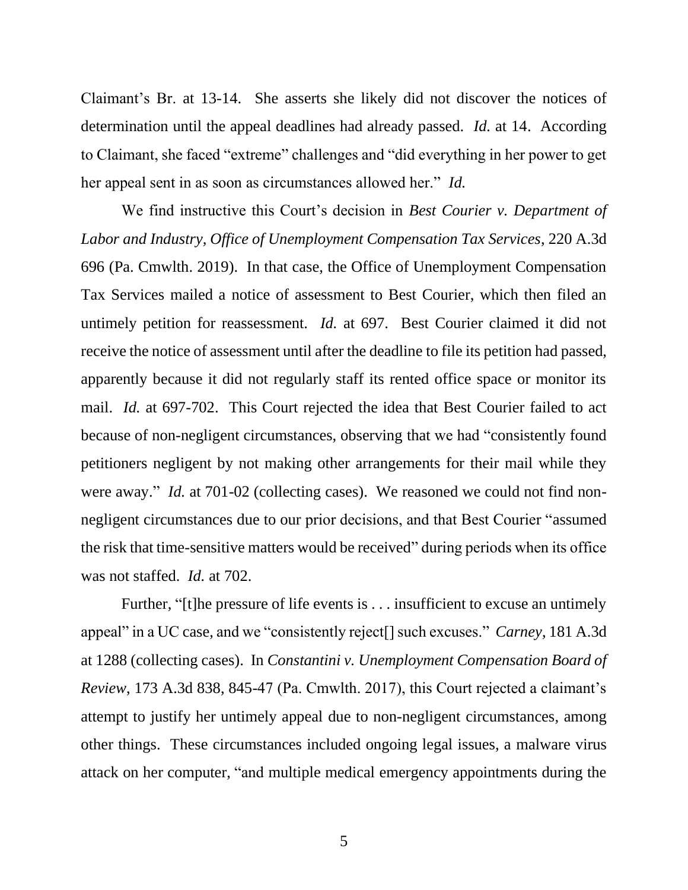Claimant's Br. at 13-14. She asserts she likely did not discover the notices of determination until the appeal deadlines had already passed. *Id.* at 14. According to Claimant, she faced "extreme" challenges and "did everything in her power to get her appeal sent in as soon as circumstances allowed her." *Id.*

We find instructive this Court's decision in *Best Courier v. Department of Labor and Industry, Office of Unemployment Compensation Tax Services*, 220 A.3d 696 (Pa. Cmwlth. 2019). In that case, the Office of Unemployment Compensation Tax Services mailed a notice of assessment to Best Courier, which then filed an untimely petition for reassessment. *Id.* at 697. Best Courier claimed it did not receive the notice of assessment until after the deadline to file its petition had passed, apparently because it did not regularly staff its rented office space or monitor its mail. *Id.* at 697-702. This Court rejected the idea that Best Courier failed to act because of non-negligent circumstances, observing that we had "consistently found petitioners negligent by not making other arrangements for their mail while they were away." *Id.* at 701-02 (collecting cases). We reasoned we could not find non-negligent circumstances due to our prior decisions, and that Best Courier "assumed the risk that time-sensitive matters would be received" during periods when its office was not staffed. *Id.* at 702.

Further, "[t]he pressure of life events is . . . insufficient to excuse an untimely appeal" in a UC case, and we "consistently reject[] such excuses." *Carney*, 181 A.3d at 1288 (collecting cases). In *Constantini v. Unemployment Compensation Board of Review*, 173 A.3d 838, 845-47 (Pa. Cmwlth. 2017), this Court rejected a claimant's attempt to justify her untimely appeal due to non-negligent circumstances, among other things. These circumstances included ongoing legal issues, a malware virus attack on her computer, "and multiple medical emergency appointments during the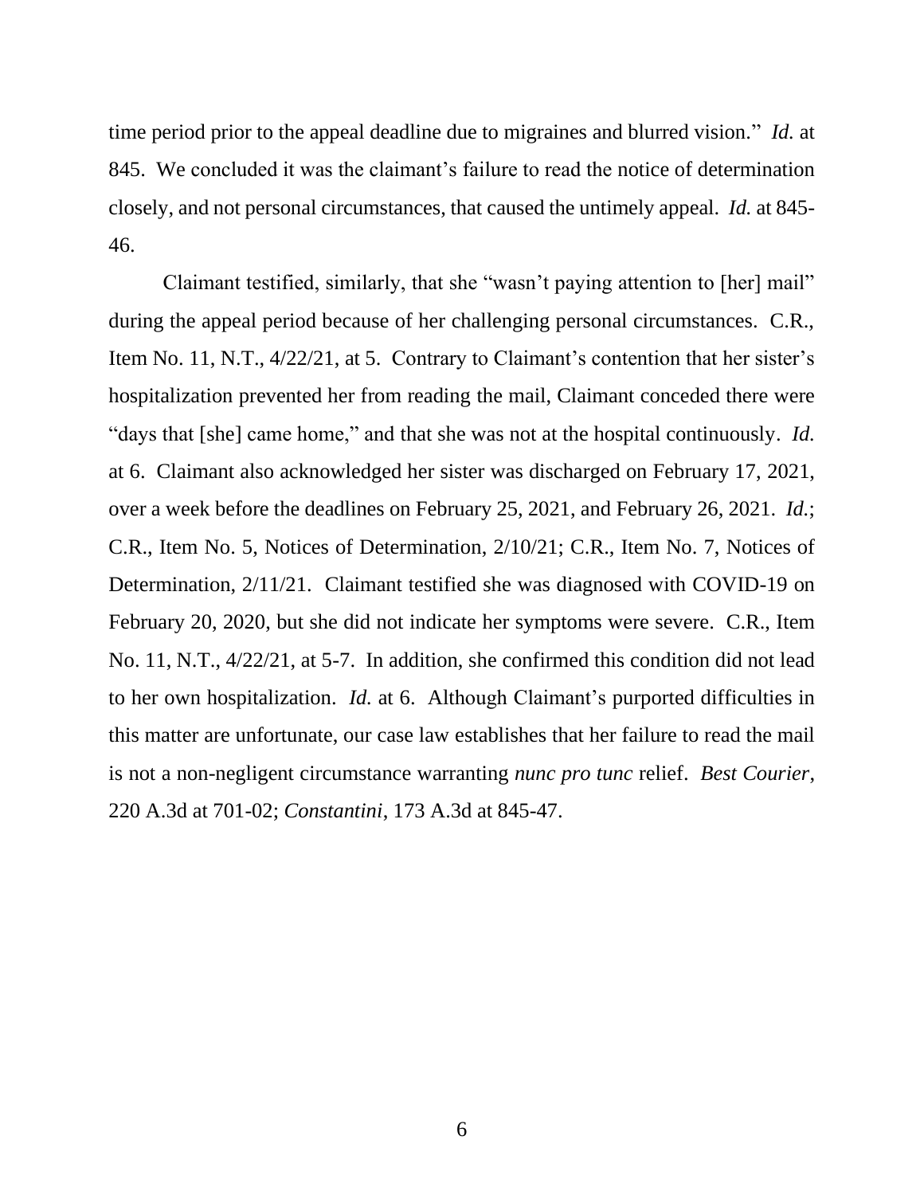time period prior to the appeal deadline due to migraines and blurred vision." *Id.* at 845. We concluded it was the claimant's failure to read the notice of determination closely, and not personal circumstances, that caused the untimely appeal. *Id.* at 845-46.

Claimant testified, similarly, that she "wasn't paying attention to [her] mail" during the appeal period because of her challenging personal circumstances. C.R., Item No. 11, N.T., 4/22/21, at 5. Contrary to Claimant's contention that her sister's hospitalization prevented her from reading the mail, Claimant conceded there were "days that [she] came home," and that she was not at the hospital continuously. *Id.* at 6. Claimant also acknowledged her sister was discharged on February 17, 2021, over a week before the deadlines on February 25, 2021, and February 26, 2021. *Id.*; C.R., Item No. 5, Notices of Determination, 2/10/21; C.R., Item No. 7, Notices of Determination, 2/11/21. Claimant testified she was diagnosed with COVID-19 on February 20, 2020, but she did not indicate her symptoms were severe. C.R., Item No. 11, N.T., 4/22/21, at 5-7. In addition, she confirmed this condition did not lead to her own hospitalization. *Id.* at 6. Although Claimant's purported difficulties in this matter are unfortunate, our case law establishes that her failure to read the mail is not a non-negligent circumstance warranting *nunc pro tunc* relief. *Best Courier*, 220 A.3d at 701-02; *Constantini*, 173 A.3d at 845-47.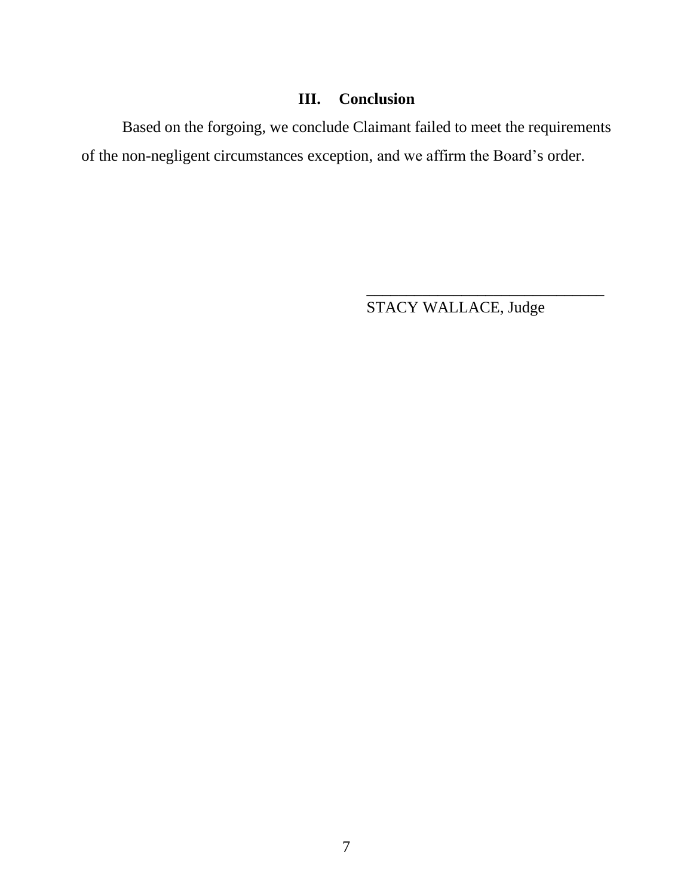## III. Conclusion

Based on the forgoing, we conclude Claimant failed to meet the requirements of the non-negligent circumstances exception, and we affirm the Board's order.

\_\_\_\_\_\_\_\_\_\_\_\_\_\_\_\_\_\_\_\_\_\_\_\_\_\_\_\_\_\_\_\_

STACY WALLACE, Judge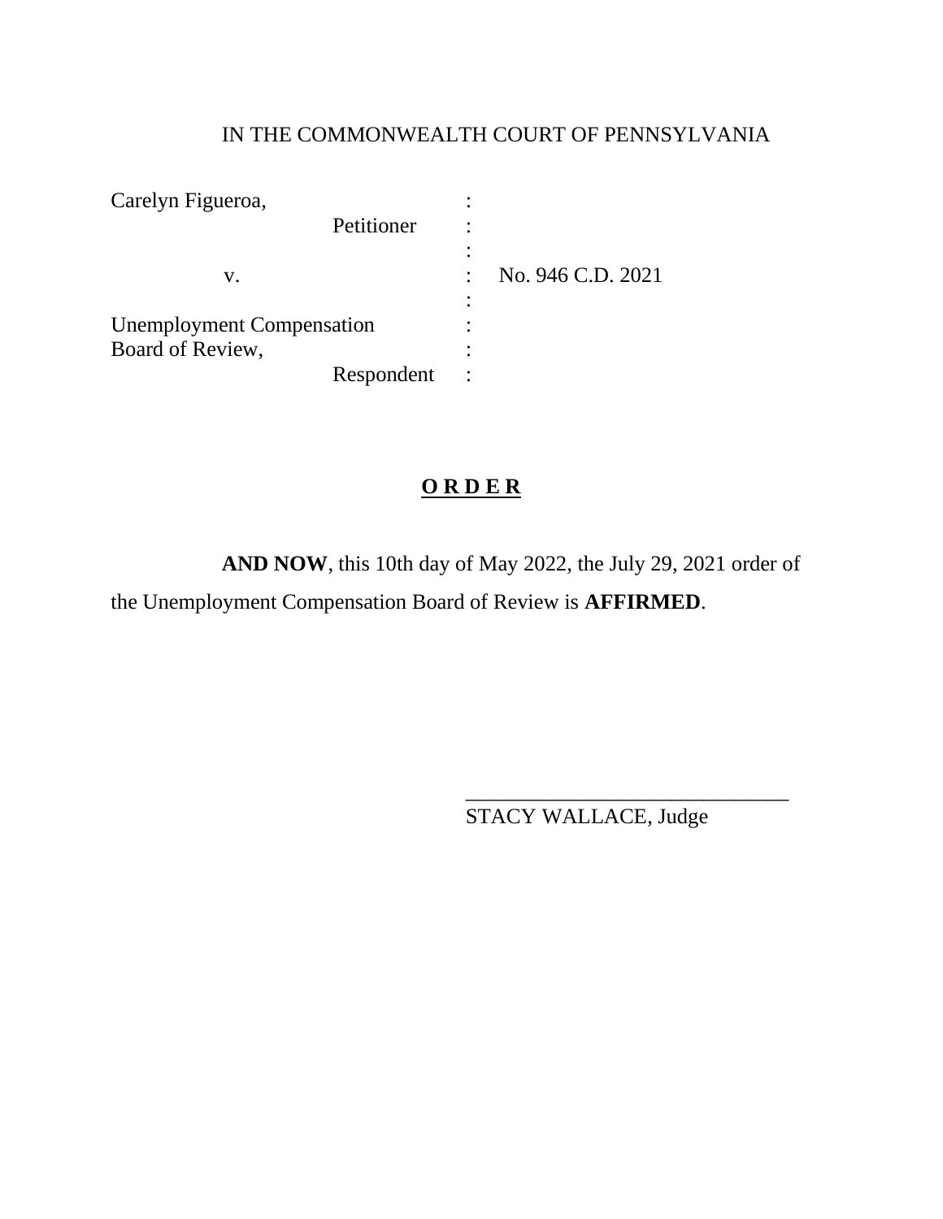IN THE COMMONWEALTH COURT OF PENNSYLVANIA

| | | |
|---|---|---|
| Carelyn Figueroa, Petitioner | : | |
| v. | : | No. 946 C.D. 2021 |
| Unemployment Compensation Board of Review, Respondent | : | |

**O R D E R**

**AND NOW**, this 10th day of May 2022, the July 29, 2021 order of the Unemployment Compensation Board of Review is **AFFIRMED**.

\_\_\_\_\_\_\_\_\_\_\_\_\_\_\_\_\_\_\_\_\_\_\_\_\_\_\_\_\_\_\_\_
STACY WALLACE, Judge